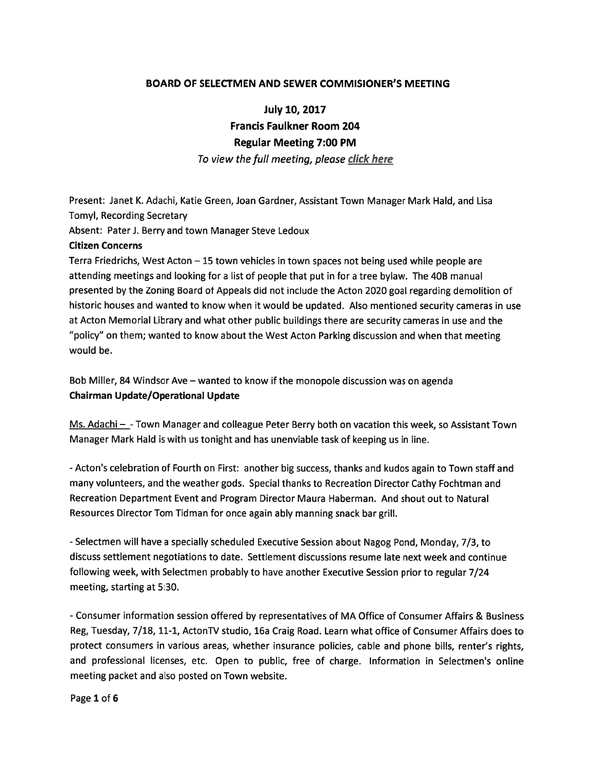## BOARD OF SELECTMEN AND SEWER COMMISIONER'S MEETING

### July 10, 2017
### Francis Faulkner Room 204
### Regular Meeting 7:00 PM

*To view the full meeting, please click here*

Present: Janet K. Adachi, Katie Green, Joan Gardner, Assistant Town Manager Mark Hald, and Lisa Tomyl, Recording Secretary

Absent: Pater J. Berry and town Manager Steve Ledoux

**Citizen Concerns**

Terra Friedrichs, West Acton – 15 town vehicles in town spaces not being used while people are attending meetings and looking for a list of people that put in for a tree bylaw. The 40B manual presented by the Zoning Board of Appeals did not include the Acton 2020 goal regarding demolition of historic houses and wanted to know when it would be updated. Also mentioned security cameras in use at Acton Memorial Library and what other public buildings there are security cameras in use and the "policy" on them; wanted to know about the West Acton Parking discussion and when that meeting would be.

Bob Miller, 84 Windsor Ave – wanted to know if the monopole discussion was on agenda

**Chairman Update/Operational Update**

Ms. Adachi – - Town Manager and colleague Peter Berry both on vacation this week, so Assistant Town Manager Mark Hald is with us tonight and has unenviable task of keeping us in line.

- Acton's celebration of Fourth on First: another big success, thanks and kudos again to Town staff and many volunteers, and the weather gods. Special thanks to Recreation Director Cathy Fochtman and Recreation Department Event and Program Director Maura Haberman. And shout out to Natural Resources Director Tom Tidman for once again ably manning snack bar grill.

- Selectmen will have a specially scheduled Executive Session about Nagog Pond, Monday, 7/3, to discuss settlement negotiations to date. Settlement discussions resume late next week and continue following week, with Selectmen probably to have another Executive Session prior to regular 7/24 meeting, starting at 5:30.

- Consumer information session offered by representatives of MA Office of Consumer Affairs & Business Reg, Tuesday, 7/18, 11-1, ActonTV studio, 16a Craig Road. Learn what office of Consumer Affairs does to protect consumers in various areas, whether insurance policies, cable and phone bills, renter's rights, and professional licenses, etc. Open to public, free of charge. Information in Selectmen's online meeting packet and also posted on Town website.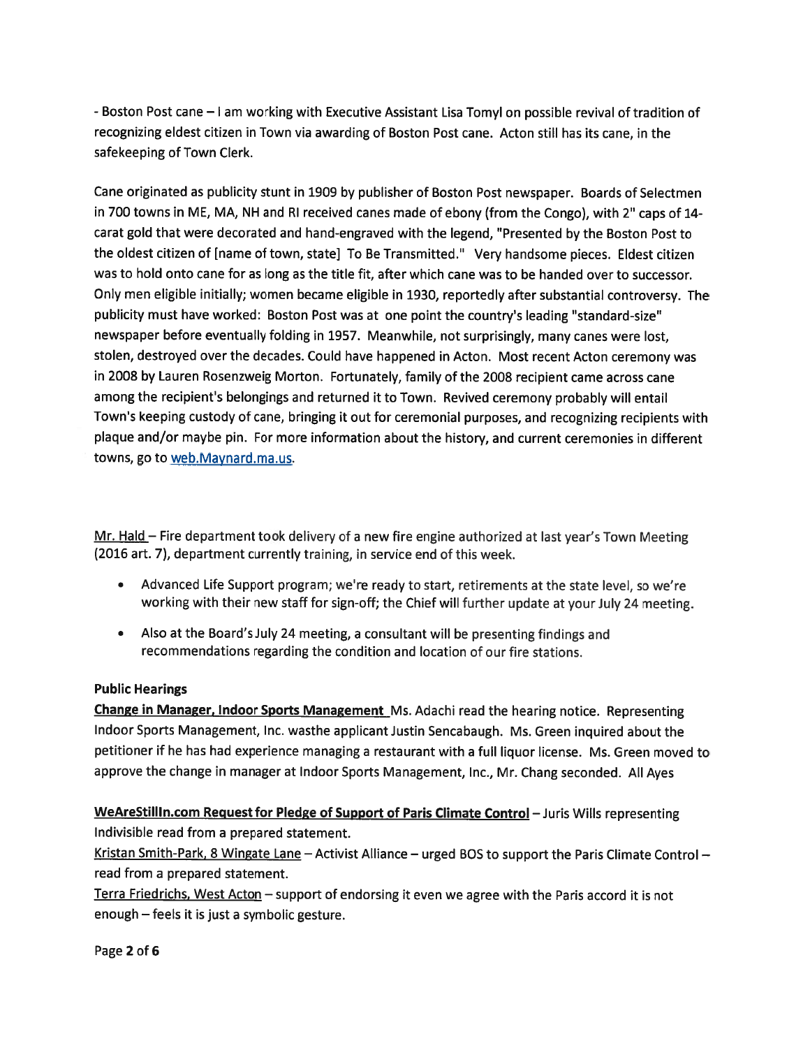- Boston Post cane – I am working with Executive Assistant Lisa Tomyl on possible revival of tradition of recognizing eldest citizen in Town via awarding of Boston Post cane. Acton still has its cane, in the safekeeping of Town Clerk.

Cane originated as publicity stunt in 1909 by publisher of Boston Post newspaper. Boards of Selectmen in 700 towns in ME, MA, NH and RI received canes made of ebony (from the Congo), with 2" caps of 14-carat gold that were decorated and hand-engraved with the legend, "Presented by the Boston Post to the oldest citizen of [name of town, state] To Be Transmitted." Very handsome pieces. Eldest citizen was to hold onto cane for as long as the title fit, after which cane was to be handed over to successor. Only men eligible initially; women became eligible in 1930, reportedly after substantial controversy. The publicity must have worked: Boston Post was at one point the country's leading "standard-size" newspaper before eventually folding in 1957. Meanwhile, not surprisingly, many canes were lost, stolen, destroyed over the decades. Could have happened in Acton. Most recent Acton ceremony was in 2008 by Lauren Rosenzweig Morton. Fortunately, family of the 2008 recipient came across cane among the recipient's belongings and returned it to Town. Revived ceremony probably will entail Town's keeping custody of cane, bringing it out for ceremonial purposes, and recognizing recipients with plaque and/or maybe pin. For more information about the history, and current ceremonies in different towns, go to web.Maynard.ma.us.

Mr. Hald – Fire department took delivery of a new fire engine authorized at last year's Town Meeting (2016 art. 7), department currently training, in service end of this week.

- Advanced Life Support program; we're ready to start, retirements at the state level, so we're working with their new staff for sign-off; the Chief will further update at your July 24 meeting.
- Also at the Board's July 24 meeting, a consultant will be presenting findings and recommendations regarding the condition and location of our fire stations.

**Public Hearings**

**Change in Manager, Indoor Sports Management** Ms. Adachi read the hearing notice. Representing Indoor Sports Management, Inc. wasthe applicant Justin Sencabaugh. Ms. Green inquired about the petitioner if he has had experience managing a restaurant with a full liquor license. Ms. Green moved to approve the change in manager at Indoor Sports Management, Inc., Mr. Chang seconded. All Ayes

**WeAreStillIn.com Request for Pledge of Support of Paris Climate Control** – Juris Wills representing Indivisible read from a prepared statement.

Kristan Smith-Park, 8 Wingate Lane – Activist Alliance – urged BOS to support the Paris Climate Control – read from a prepared statement.

Terra Friedrichs, West Acton – support of endorsing it even we agree with the Paris accord it is not enough – feels it is just a symbolic gesture.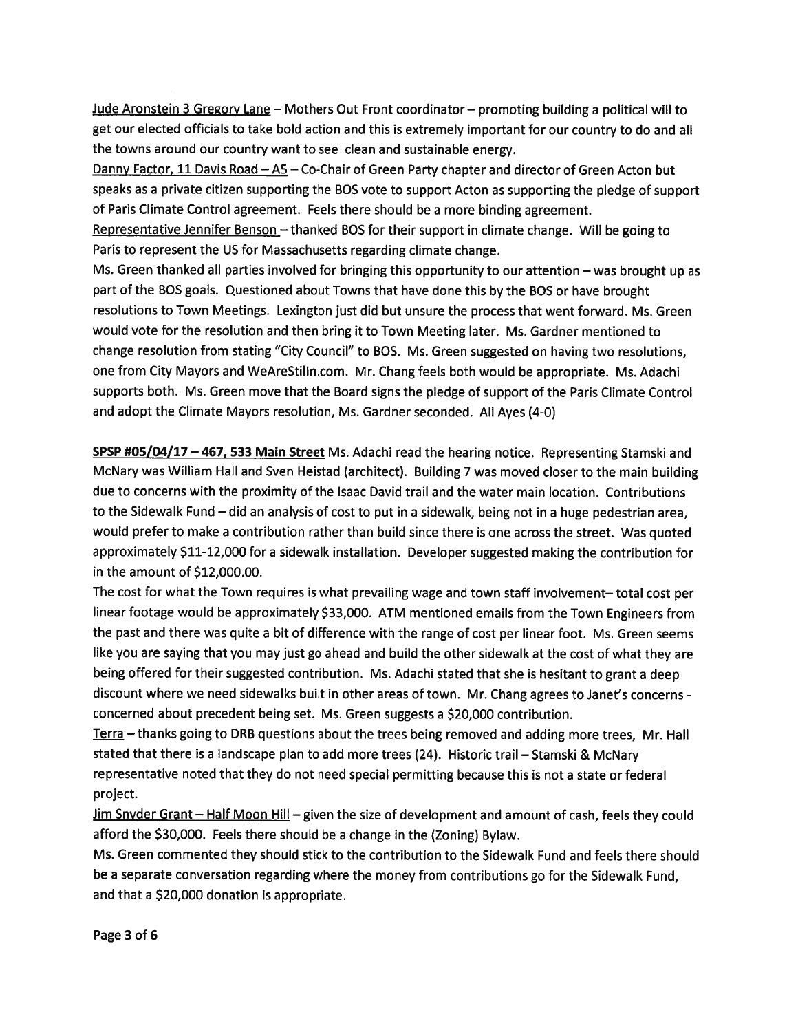Jude Aronstein 3 Gregory Lane – Mothers Out Front coordinator – promoting building a political will to get our elected officials to take bold action and this is extremely important for our country to do and all the towns around our country want to see clean and sustainable energy.
Danny Factor, 11 Davis Road – A5 – Co-Chair of Green Party chapter and director of Green Acton but speaks as a private citizen supporting the BOS vote to support Acton as supporting the pledge of support of Paris Climate Control agreement. Feels there should be a more binding agreement.
Representative Jennifer Benson – thanked BOS for their support in climate change. Will be going to Paris to represent the US for Massachusetts regarding climate change.
Ms. Green thanked all parties involved for bringing this opportunity to our attention – was brought up as part of the BOS goals. Questioned about Towns that have done this by the BOS or have brought resolutions to Town Meetings. Lexington just did but unsure the process that went forward. Ms. Green would vote for the resolution and then bring it to Town Meeting later. Ms. Gardner mentioned to change resolution from stating "City Council" to BOS. Ms. Green suggested on having two resolutions, one from City Mayors and WeAreStillIn.com. Mr. Chang feels both would be appropriate. Ms. Adachi supports both. Ms. Green move that the Board signs the pledge of support of the Paris Climate Control and adopt the Climate Mayors resolution, Ms. Gardner seconded. All Ayes (4-0)

**SPSP #05/04/17 – 467, 533 Main Street** Ms. Adachi read the hearing notice. Representing Stamski and McNary was William Hall and Sven Heistad (architect). Building 7 was moved closer to the main building due to concerns with the proximity of the Isaac David trail and the water main location. Contributions to the Sidewalk Fund – did an analysis of cost to put in a sidewalk, being not in a huge pedestrian area, would prefer to make a contribution rather than build since there is one across the street. Was quoted approximately $11-12,000 for a sidewalk installation. Developer suggested making the contribution for in the amount of $12,000.00.
The cost for what the Town requires is what prevailing wage and town staff involvement– total cost per linear footage would be approximately $33,000. ATM mentioned emails from the Town Engineers from the past and there was quite a bit of difference with the range of cost per linear foot. Ms. Green seems like you are saying that you may just go ahead and build the other sidewalk at the cost of what they are being offered for their suggested contribution. Ms. Adachi stated that she is hesitant to grant a deep discount where we need sidewalks built in other areas of town. Mr. Chang agrees to Janet's concerns - concerned about precedent being set. Ms. Green suggests a $20,000 contribution.
Terra – thanks going to DRB questions about the trees being removed and adding more trees, Mr. Hall stated that there is a landscape plan to add more trees (24). Historic trail – Stamski & McNary representative noted that they do not need special permitting because this is not a state or federal project.
Jim Snyder Grant – Half Moon Hill – given the size of development and amount of cash, feels they could afford the $30,000. Feels there should be a change in the (Zoning) Bylaw.
Ms. Green commented they should stick to the contribution to the Sidewalk Fund and feels there should be a separate conversation regarding where the money from contributions go for the Sidewalk Fund, and that a $20,000 donation is appropriate.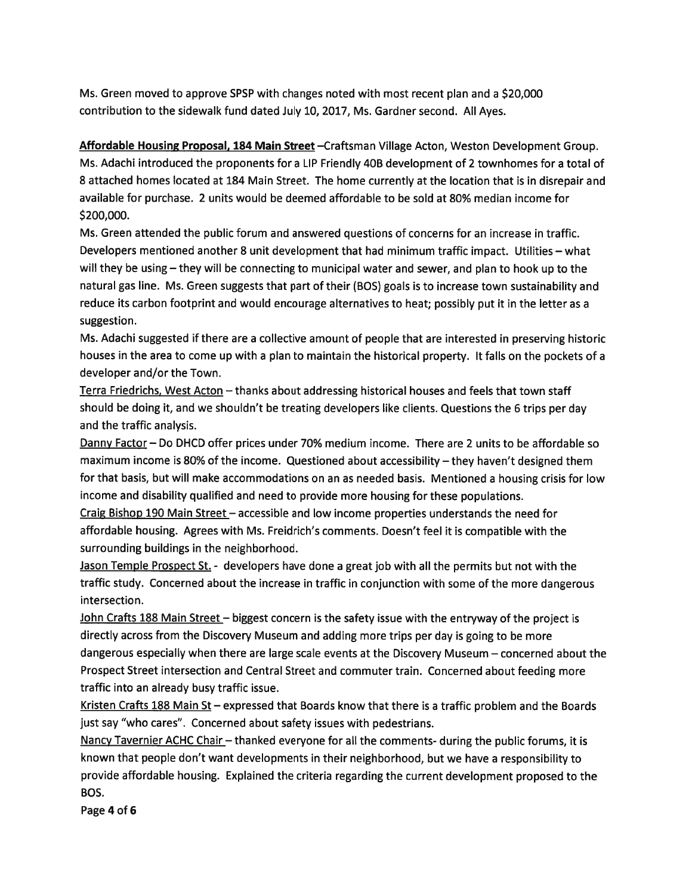Ms. Green moved to approve SPSP with changes noted with most recent plan and a $20,000 contribution to the sidewalk fund dated July 10, 2017, Ms. Gardner second. All Ayes.

**Affordable Housing Proposal, 184 Main Street** –Craftsman Village Acton, Weston Development Group. Ms. Adachi introduced the proponents for a LIP Friendly 40B development of 2 townhomes for a total of 8 attached homes located at 184 Main Street. The home currently at the location that is in disrepair and available for purchase. 2 units would be deemed affordable to be sold at 80% median income for $200,000.

Ms. Green attended the public forum and answered questions of concerns for an increase in traffic. Developers mentioned another 8 unit development that had minimum traffic impact. Utilities – what will they be using – they will be connecting to municipal water and sewer, and plan to hook up to the natural gas line. Ms. Green suggests that part of their (BOS) goals is to increase town sustainability and reduce its carbon footprint and would encourage alternatives to heat; possibly put it in the letter as a suggestion.

Ms. Adachi suggested if there are a collective amount of people that are interested in preserving historic houses in the area to come up with a plan to maintain the historical property. It falls on the pockets of a developer and/or the Town.

Terra Friedrichs, West Acton – thanks about addressing historical houses and feels that town staff should be doing it, and we shouldn't be treating developers like clients. Questions the 6 trips per day and the traffic analysis.

Danny Factor – Do DHCD offer prices under 70% medium income. There are 2 units to be affordable so maximum income is 80% of the income. Questioned about accessibility – they haven't designed them for that basis, but will make accommodations on an as needed basis. Mentioned a housing crisis for low income and disability qualified and need to provide more housing for these populations.

Craig Bishop 190 Main Street – accessible and low income properties understands the need for affordable housing. Agrees with Ms. Freidrich's comments. Doesn't feel it is compatible with the surrounding buildings in the neighborhood.

Jason Temple Prospect St. - developers have done a great job with all the permits but not with the traffic study. Concerned about the increase in traffic in conjunction with some of the more dangerous intersection.

John Crafts 188 Main Street – biggest concern is the safety issue with the entryway of the project is directly across from the Discovery Museum and adding more trips per day is going to be more dangerous especially when there are large scale events at the Discovery Museum – concerned about the Prospect Street intersection and Central Street and commuter train. Concerned about feeding more traffic into an already busy traffic issue.

Kristen Crafts 188 Main St – expressed that Boards know that there is a traffic problem and the Boards just say "who cares". Concerned about safety issues with pedestrians.

Nancy Tavernier ACHC Chair – thanked everyone for all the comments- during the public forums, it is known that people don't want developments in their neighborhood, but we have a responsibility to provide affordable housing. Explained the criteria regarding the current development proposed to the BOS.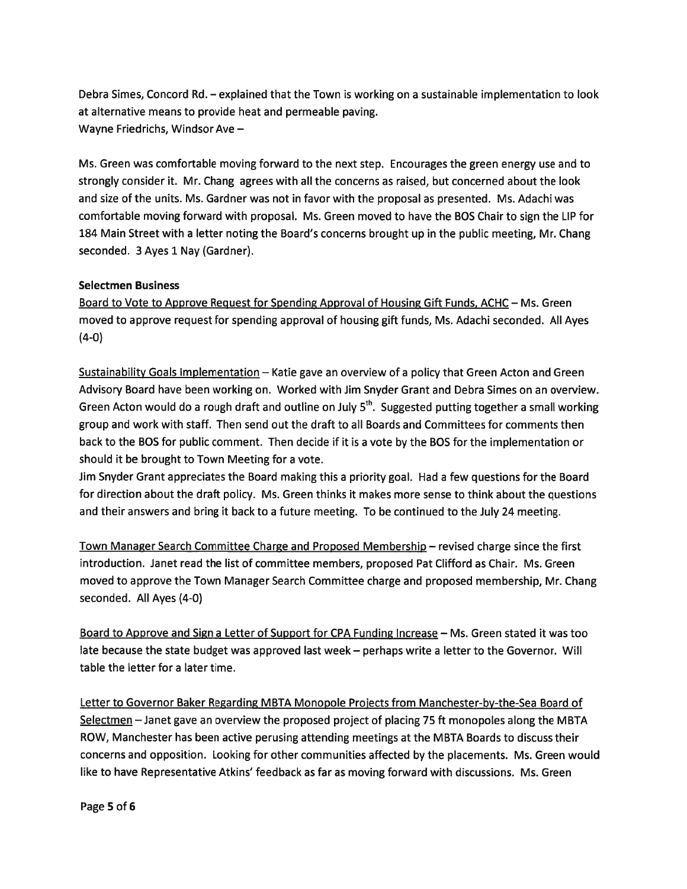Debra Simes, Concord Rd. – explained that the Town is working on a sustainable implementation to look at alternative means to provide heat and permeable paving.
Wayne Friedrichs, Windsor Ave –

Ms. Green was comfortable moving forward to the next step. Encourages the green energy use and to strongly consider it. Mr. Chang agrees with all the concerns as raised, but concerned about the look and size of the units. Ms. Gardner was not in favor with the proposal as presented. Ms. Adachi was comfortable moving forward with proposal. Ms. Green moved to have the BOS Chair to sign the LIP for 184 Main Street with a letter noting the Board's concerns brought up in the public meeting, Mr. Chang seconded. 3 Ayes 1 Nay (Gardner).

**Selectmen Business**

Board to Vote to Approve Request for Spending Approval of Housing Gift Funds, ACHC – Ms. Green moved to approve request for spending approval of housing gift funds, Ms. Adachi seconded. All Ayes (4-0)

Sustainability Goals Implementation – Katie gave an overview of a policy that Green Acton and Green Advisory Board have been working on. Worked with Jim Snyder Grant and Debra Simes on an overview. Green Acton would do a rough draft and outline on July 5th. Suggested putting together a small working group and work with staff. Then send out the draft to all Boards and Committees for comments then back to the BOS for public comment. Then decide if it is a vote by the BOS for the implementation or should it be brought to Town Meeting for a vote.
Jim Snyder Grant appreciates the Board making this a priority goal. Had a few questions for the Board for direction about the draft policy. Ms. Green thinks it makes more sense to think about the questions and their answers and bring it back to a future meeting. To be continued to the July 24 meeting.

Town Manager Search Committee Charge and Proposed Membership – revised charge since the first introduction. Janet read the list of committee members, proposed Pat Clifford as Chair. Ms. Green moved to approve the Town Manager Search Committee charge and proposed membership, Mr. Chang seconded. All Ayes (4-0)

Board to Approve and Sign a Letter of Support for CPA Funding Increase – Ms. Green stated it was too late because the state budget was approved last week – perhaps write a letter to the Governor. Will table the letter for a later time.

Letter to Governor Baker Regarding MBTA Monopole Projects from Manchester-by-the-Sea Board of Selectmen – Janet gave an overview the proposed project of placing 75 ft monopoles along the MBTA ROW, Manchester has been active perusing attending meetings at the MBTA Boards to discuss their concerns and opposition. Looking for other communities affected by the placements. Ms. Green would like to have Representative Atkins' feedback as far as moving forward with discussions. Ms. Green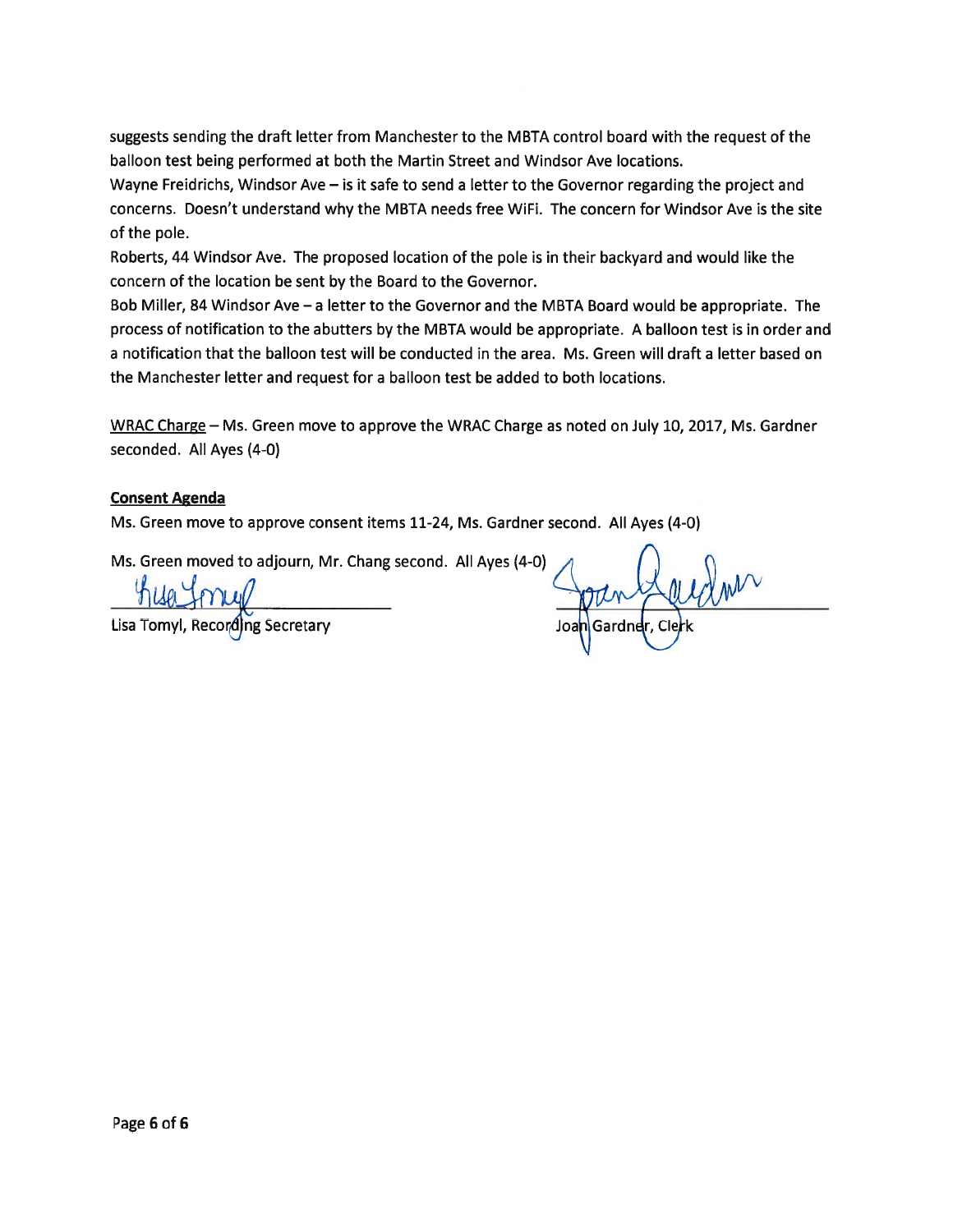suggests sending the draft letter from Manchester to the MBTA control board with the request of the balloon test being performed at both the Martin Street and Windsor Ave locations.

Wayne Freidrichs, Windsor Ave – is it safe to send a letter to the Governor regarding the project and concerns. Doesn't understand why the MBTA needs free WiFi. The concern for Windsor Ave is the site of the pole.

Roberts, 44 Windsor Ave. The proposed location of the pole is in their backyard and would like the concern of the location be sent by the Board to the Governor.

Bob Miller, 84 Windsor Ave – a letter to the Governor and the MBTA Board would be appropriate. The process of notification to the abutters by the MBTA would be appropriate. A balloon test is in order and a notification that the balloon test will be conducted in the area. Ms. Green will draft a letter based on the Manchester letter and request for a balloon test be added to both locations.

WRAC Charge – Ms. Green move to approve the WRAC Charge as noted on July 10, 2017, Ms. Gardner seconded. All Ayes (4-0)

**Consent Agenda**

Ms. Green move to approve consent items 11-24, Ms. Gardner second. All Ayes (4-0)

Ms. Green moved to adjourn, Mr. Chang second. All Ayes (4-0)

Lisa Tomyl, Recording Secretary

Joan Gardner, Clerk